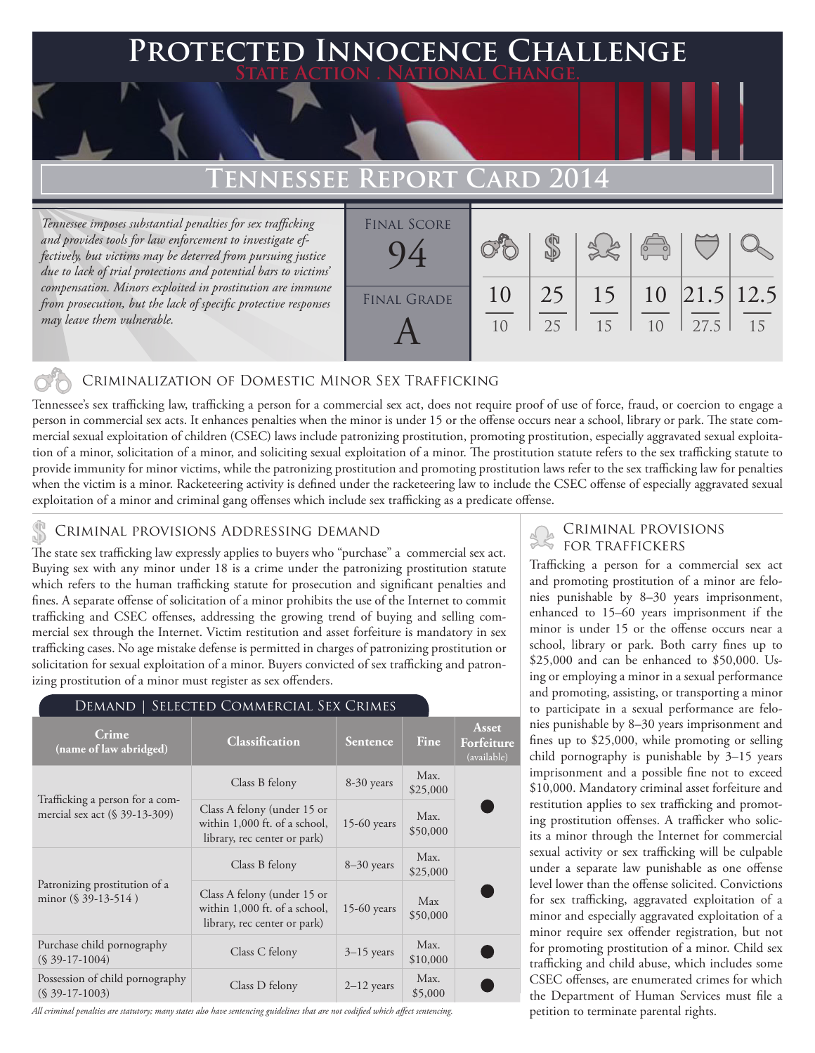# Protected Innocence Challenge

**State Action . National Change.**

## Tennessee Report Card 2014

*Tennessee imposes substantial penalties for sex trafficking and provides tools for law enforcement to investigate effectively, but victims may be deterred from pursuing justice due to lack of trial protections and potential bars to victims' compensation. Minors exploited in prostitution are immune from prosecution, but the lack of specific protective responses may leave them vulnerable.*

| Final Score | Final Grade |
|---|---|
| 94 | A |

| Criminalization of Domestic Minor Sex Trafficking | Criminal Provisions Addressing Demand | Criminal Provisions for Traffickers | Criminal Provisions for Facilitators | Protective Provisions for the Child Victims | Criminal Justice Tools for Investigation and Prosecutions |
|---|---|---|---|---|---|
| 10/10 | 25/25 | 15/15 | 10/10 | 21.5/27.5 | 12.5/15 |

### Criminalization of Domestic Minor Sex Trafficking

Tennessee's sex trafficking law, trafficking a person for a commercial sex act, does not require proof of use of force, fraud, or coercion to engage a person in commercial sex acts. It enhances penalties when the minor is under 15 or the offense occurs near a school, library or park. The state commercial sexual exploitation of children (CSEC) laws include patronizing prostitution, promoting prostitution, especially aggravated sexual exploitation of a minor, solicitation of a minor, and soliciting sexual exploitation of a minor. The prostitution statute refers to the sex trafficking statute to provide immunity for minor victims, while the patronizing prostitution and promoting prostitution laws refer to the sex trafficking law for penalties when the victim is a minor. Racketeering activity is defined under the racketeering law to include the CSEC offense of especially aggravated sexual exploitation of a minor and criminal gang offenses which include sex trafficking as a predicate offense.

### Criminal provisions Addressing demand

The state sex trafficking law expressly applies to buyers who "purchase" a commercial sex act. Buying sex with any minor under 18 is a crime under the patronizing prostitution statute which refers to the human trafficking statute for prosecution and significant penalties and fines. A separate offense of solicitation of a minor prohibits the use of the Internet to commit trafficking and CSEC offenses, addressing the growing trend of buying and selling commercial sex through the Internet. Victim restitution and asset forfeiture is mandatory in sex trafficking cases. No age mistake defense is permitted in charges of patronizing prostitution or solicitation for sexual exploitation of a minor. Buyers convicted of sex trafficking and patronizing prostitution of a minor must register as sex offenders.

#### Demand | Selected Commercial Sex Crimes

| Crime (name of law abridged) | Classification | Sentence | Fine | Asset Forfeiture (available) |
|---|---|---|---|---|
| Trafficking a person for a commercial sex act (§ 39-13-309) | Class B felony | 8-30 years | Max. $25,000 | ● |
| | Class A felony (under 15 or within 1,000 ft. of a school, library, rec center or park) | 15-60 years | Max. $50,000 | |
| Patronizing prostitution of a minor (§ 39-13-514 ) | Class B felony | 8–30 years | Max. $25,000 | ● |
| | Class A felony (under 15 or within 1,000 ft. of a school, library, rec center or park) | 15-60 years | Max $50,000 | |
| Purchase child pornography (§ 39-17-1004) | Class C felony | 3–15 years | Max. $10,000 | ● |
| Possession of child pornography (§ 39-17-1003) | Class D felony | 2–12 years | Max. $5,000 | ● |

*All criminal penalties are statutory; many states also have sentencing guidelines that are not codified which affect sentencing.*

### Criminal provisions for traffickers

Trafficking a person for a commercial sex act and promoting prostitution of a minor are felonies punishable by 8–30 years imprisonment, enhanced to 15–60 years imprisonment if the minor is under 15 or the offense occurs near a school, library or park. Both carry fines up to $25,000 and can be enhanced to $50,000. Using or employing a minor in a sexual performance and promoting, assisting, or transporting a minor to participate in a sexual performance are felonies punishable by 8–30 years imprisonment and fines up to $25,000, while promoting or selling child pornography is punishable by 3–15 years imprisonment and a possible fine not to exceed $10,000. Mandatory criminal asset forfeiture and restitution applies to sex trafficking and promoting prostitution offenses. A trafficker who solicits a minor through the Internet for commercial sexual activity or sex trafficking will be culpable under a separate law punishable as one offense level lower than the offense solicited. Convictions for sex trafficking, aggravated exploitation of a minor and especially aggravated exploitation of a minor require sex offender registration, but not for promoting prostitution of a minor. Child sex trafficking and child abuse, which includes some CSEC offenses, are enumerated crimes for which the Department of Human Services must file a petition to terminate parental rights.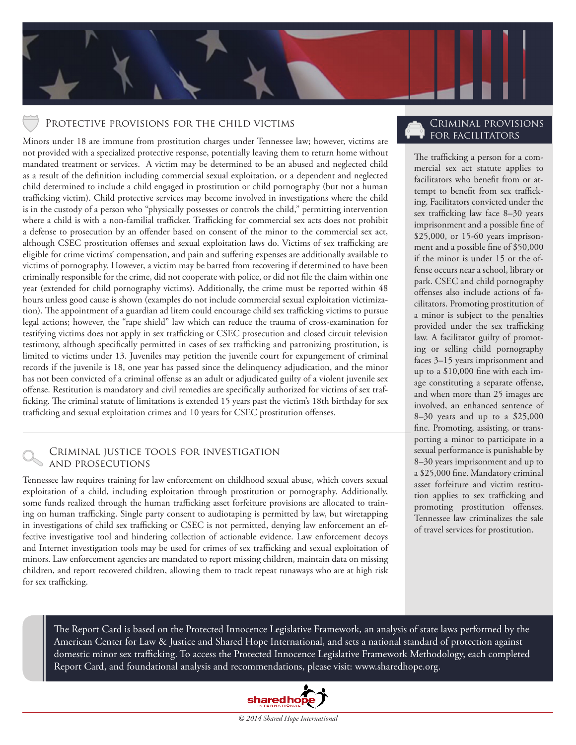## Protective provisions for the child victims

Minors under 18 are immune from prostitution charges under Tennessee law; however, victims are not provided with a specialized protective response, potentially leaving them to return home without mandated treatment or services. A victim may be determined to be an abused and neglected child as a result of the definition including commercial sexual exploitation, or a dependent and neglected child determined to include a child engaged in prostitution or child pornography (but not a human trafficking victim). Child protective services may become involved in investigations where the child is in the custody of a person who "physically possesses or controls the child," permitting intervention where a child is with a non-familial trafficker. Trafficking for commercial sex acts does not prohibit a defense to prosecution by an offender based on consent of the minor to the commercial sex act, although CSEC prostitution offenses and sexual exploitation laws do. Victims of sex trafficking are eligible for crime victims' compensation, and pain and suffering expenses are additionally available to victims of pornography. However, a victim may be barred from recovering if determined to have been criminally responsible for the crime, did not cooperate with police, or did not file the claim within one year (extended for child pornography victims). Additionally, the crime must be reported within 48 hours unless good cause is shown (examples do not include commercial sexual exploitation victimization). The appointment of a guardian ad litem could encourage child sex trafficking victims to pursue legal actions; however, the "rape shield" law which can reduce the trauma of cross-examination for testifying victims does not apply in sex trafficking or CSEC prosecution and closed circuit television testimony, although specifically permitted in cases of sex trafficking and patronizing prostitution, is limited to victims under 13. Juveniles may petition the juvenile court for expungement of criminal records if the juvenile is 18, one year has passed since the delinquency adjudication, and the minor has not been convicted of a criminal offense as an adult or adjudicated guilty of a violent juvenile sex offense. Restitution is mandatory and civil remedies are specifically authorized for victims of sex trafficking. The criminal statute of limitations is extended 15 years past the victim's 18th birthday for sex trafficking and sexual exploitation crimes and 10 years for CSEC prostitution offenses.

## Criminal justice tools for investigation and prosecutions

Tennessee law requires training for law enforcement on childhood sexual abuse, which covers sexual exploitation of a child, including exploitation through prostitution or pornography. Additionally, some funds realized through the human trafficking asset forfeiture provisions are allocated to training on human trafficking. Single party consent to audiotaping is permitted by law, but wiretapping in investigations of child sex trafficking or CSEC is not permitted, denying law enforcement an effective investigative tool and hindering collection of actionable evidence. Law enforcement decoys and Internet investigation tools may be used for crimes of sex trafficking and sexual exploitation of minors. Law enforcement agencies are mandated to report missing children, maintain data on missing children, and report recovered children, allowing them to track repeat runaways who are at high risk for sex trafficking.

## Criminal provisions for facilitators

The trafficking a person for a commercial sex act statute applies to facilitators who benefit from or attempt to benefit from sex trafficking. Facilitators convicted under the sex trafficking law face 8–30 years imprisonment and a possible fine of $25,000, or 15-60 years imprisonment and a possible fine of $50,000 if the minor is under 15 or the offense occurs near a school, library or park. CSEC and child pornography offenses also include actions of facilitators. Promoting prostitution of a minor is subject to the penalties provided under the sex trafficking law. A facilitator guilty of promoting or selling child pornography faces 3–15 years imprisonment and up to a $10,000 fine with each image constituting a separate offense, and when more than 25 images are involved, an enhanced sentence of 8–30 years and up to a $25,000 fine. Promoting, assisting, or transporting a minor to participate in a sexual performance is punishable by 8–30 years imprisonment and up to a $25,000 fine. Mandatory criminal asset forfeiture and victim restitution applies to sex trafficking and promoting prostitution offenses. Tennessee law criminalizes the sale of travel services for prostitution.

The Report Card is based on the Protected Innocence Legislative Framework, an analysis of state laws performed by the American Center for Law & Justice and Shared Hope International, and sets a national standard of protection against domestic minor sex trafficking. To access the Protected Innocence Legislative Framework Methodology, each completed Report Card, and foundational analysis and recommendations, please visit: www.sharedhope.org.

*© 2014 Shared Hope International*